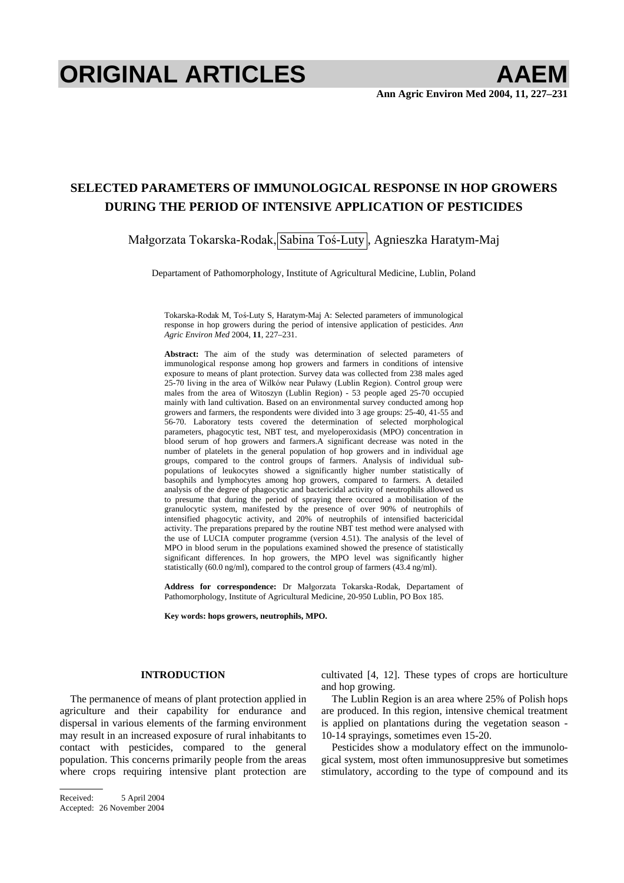# ORIGINAL ARTICLES

## SELECTED PARAMETERS OF IMMUNOLOGICAL RESPONSE IN HOP GROWERS DURING THE PERIOD OF INTENSIVE APPLICATION OF PESTICIDES

Małgorzata Tokarska-Rodak, Sabina Toś-Luty, Agnieszka Haratym-Maj

Departament of Pathomorphology, Institute of Agricultural Medicine, Lublin, Poland

Tokarska-Rodak M, Toś-Luty S, Haratym-Maj A: Selected parameters of immunological response in hop growers during the period of intensive application of pesticides. *Ann Agric Environ Med* 2004, **11**, 227–231.

**Abstract:** The aim of the study was determination of selected parameters of immunological response among hop growers and farmers in conditions of intensive exposure to means of plant protection. Survey data was collected from 238 males aged 25-70 living in the area of Wilków near Puławy (Lublin Region). Control group were males from the area of Witoszyn (Lublin Region) - 53 people aged 25-70 occupied mainly with land cultivation. Based on an environmental survey conducted among hop growers and farmers, the respondents were divided into 3 age groups: 25-40, 41-55 and 56-70. Laboratory tests covered the determination of selected morphological parameters, phagocytic test, NBT test, and myeloperoxidasis (MPO) concentration in blood serum of hop growers and farmers.A significant decrease was noted in the number of platelets in the general population of hop growers and in individual age groups, compared to the control groups of farmers. Analysis of individual sub-populations of leukocytes showed a significantly higher number statistically of basophils and lymphocytes among hop growers, compared to farmers. A detailed analysis of the degree of phagocytic and bactericidal activity of neutrophils allowed us to presume that during the period of spraying there occured a mobilisation of the granulocytic system, manifested by the presence of over 90% of neutrophils of intensified phagocytic activity, and 20% of neutrophils of intensified bactericidal activity. The preparations prepared by the routine NBT test method were analysed with the use of LUCIA computer programme (version 4.51). The analysis of the level of MPO in blood serum in the populations examined showed the presence of statistically significant differences. In hop growers, the MPO level was significantly higher statistically (60.0 ng/ml), compared to the control group of farmers (43.4 ng/ml).

**Address for correspondence:** Dr Małgorzata Tokarska-Rodak, Departament of Pathomorphology, Institute of Agricultural Medicine, 20-950 Lublin, PO Box 185.

**Key words: hops growers, neutrophils, MPO.**

### INTRODUCTION

The permanence of means of plant protection applied in agriculture and their capability for endurance and dispersal in various elements of the farming environment may result in an increased exposure of rural inhabitants to contact with pesticides, compared to the general population. This concerns primarily people from the areas where crops requiring intensive plant protection are cultivated [4, 12]. These types of crops are horticulture and hop growing.

The Lublin Region is an area where 25% of Polish hops are produced. In this region, intensive chemical treatment is applied on plantations during the vegetation season - 10-14 sprayings, sometimes even 15-20.

Pesticides show a modulatory effect on the immunological system, most often immunosuppresive but sometimes stimulatory, according to the type of compound and its

Received: 5 April 2004
Accepted: 26 November 2004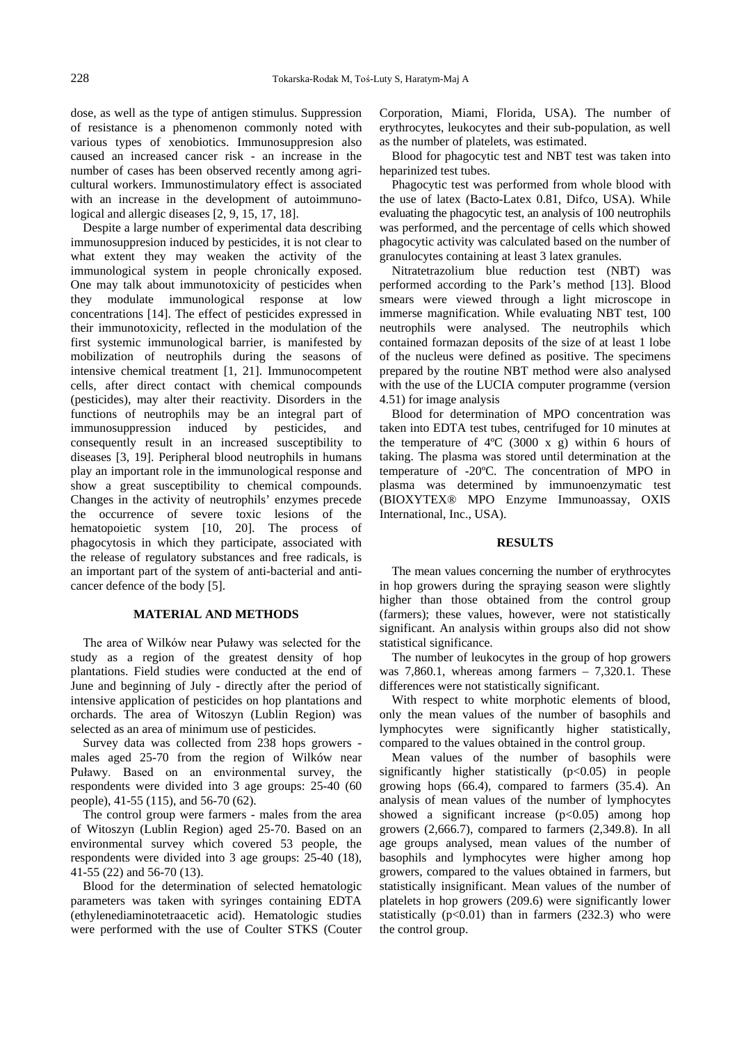dose, as well as the type of antigen stimulus. Suppression of resistance is a phenomenon commonly noted with various types of xenobiotics. Immunosuppresion also caused an increased cancer risk - an increase in the number of cases has been observed recently among agricultural workers. Immunostimulatory effect is associated with an increase in the development of autoimmunological and allergic diseases [2, 9, 15, 17, 18].

Despite a large number of experimental data describing immunosuppresion induced by pesticides, it is not clear to what extent they may weaken the activity of the immunological system in people chronically exposed. One may talk about immunotoxicity of pesticides when they modulate immunological response at low concentrations [14]. The effect of pesticides expressed in their immunotoxicity, reflected in the modulation of the first systemic immunological barrier, is manifested by mobilization of neutrophils during the seasons of intensive chemical treatment [1, 21]. Immunocompetent cells, after direct contact with chemical compounds (pesticides), may alter their reactivity. Disorders in the functions of neutrophils may be an integral part of immunosuppression induced by pesticides, and consequently result in an increased susceptibility to diseases [3, 19]. Peripheral blood neutrophils in humans play an important role in the immunological response and show a great susceptibility to chemical compounds. Changes in the activity of neutrophils' enzymes precede the occurrence of severe toxic lesions of the hematopoietic system [10, 20]. The process of phagocytosis in which they participate, associated with the release of regulatory substances and free radicals, is an important part of the system of anti-bacterial and anti-cancer defence of the body [5].

## MATERIAL AND METHODS

The area of Wilków near Puławy was selected for the study as a region of the greatest density of hop plantations. Field studies were conducted at the end of June and beginning of July - directly after the period of intensive application of pesticides on hop plantations and orchards. The area of Witoszyn (Lublin Region) was selected as an area of minimum use of pesticides.

Survey data was collected from 238 hops growers - males aged 25-70 from the region of Wilków near Puławy. Based on an environmental survey, the respondents were divided into 3 age groups: 25-40 (60 people), 41-55 (115), and 56-70 (62).

The control group were farmers - males from the area of Witoszyn (Lublin Region) aged 25-70. Based on an environmental survey which covered 53 people, the respondents were divided into 3 age groups: 25-40 (18), 41-55 (22) and 56-70 (13).

Blood for the determination of selected hematologic parameters was taken with syringes containing EDTA (ethylenediaminotetraacetic acid). Hematologic studies were performed with the use of Coulter STKS (Couter Corporation, Miami, Florida, USA). The number of erythrocytes, leukocytes and their sub-population, as well as the number of platelets, was estimated.

Blood for phagocytic test and NBT test was taken into heparinized test tubes.

Phagocytic test was performed from whole blood with the use of latex (Bacto-Latex 0.81, Difco, USA). While evaluating the phagocytic test, an analysis of 100 neutrophils was performed, and the percentage of cells which showed phagocytic activity was calculated based on the number of granulocytes containing at least 3 latex granules.

Nitratetrazolium blue reduction test (NBT) was performed according to the Park's method [13]. Blood smears were viewed through a light microscope in immerse magnification. While evaluating NBT test, 100 neutrophils were analysed. The neutrophils which contained formazan deposits of the size of at least 1 lobe of the nucleus were defined as positive. The specimens prepared by the routine NBT method were also analysed with the use of the LUCIA computer programme (version 4.51) for image analysis

Blood for determination of MPO concentration was taken into EDTA test tubes, centrifuged for 10 minutes at the temperature of 4ºC (3000 x g) within 6 hours of taking. The plasma was stored until determination at the temperature of -20ºC. The concentration of MPO in plasma was determined by immunoenzymatic test (BIOXYTEX® MPO Enzyme Immunoassay, OXIS International, Inc., USA).

## RESULTS

The mean values concerning the number of erythrocytes in hop growers during the spraying season were slightly higher than those obtained from the control group (farmers); these values, however, were not statistically significant. An analysis within groups also did not show statistical significance.

The number of leukocytes in the group of hop growers was 7,860.1, whereas among farmers – 7,320.1. These differences were not statistically significant.

With respect to white morphotic elements of blood, only the mean values of the number of basophils and lymphocytes were significantly higher statistically, compared to the values obtained in the control group.

Mean values of the number of basophils were significantly higher statistically ($p<0.05$) in people growing hops (66.4), compared to farmers (35.4). An analysis of mean values of the number of lymphocytes showed a significant increase ($p<0.05$) among hop growers (2,666.7), compared to farmers (2,349.8). In all age groups analysed, mean values of the number of basophils and lymphocytes were higher among hop growers, compared to the values obtained in farmers, but statistically insignificant. Mean values of the number of platelets in hop growers (209.6) were significantly lower statistically ($p<0.01$) than in farmers (232.3) who were the control group.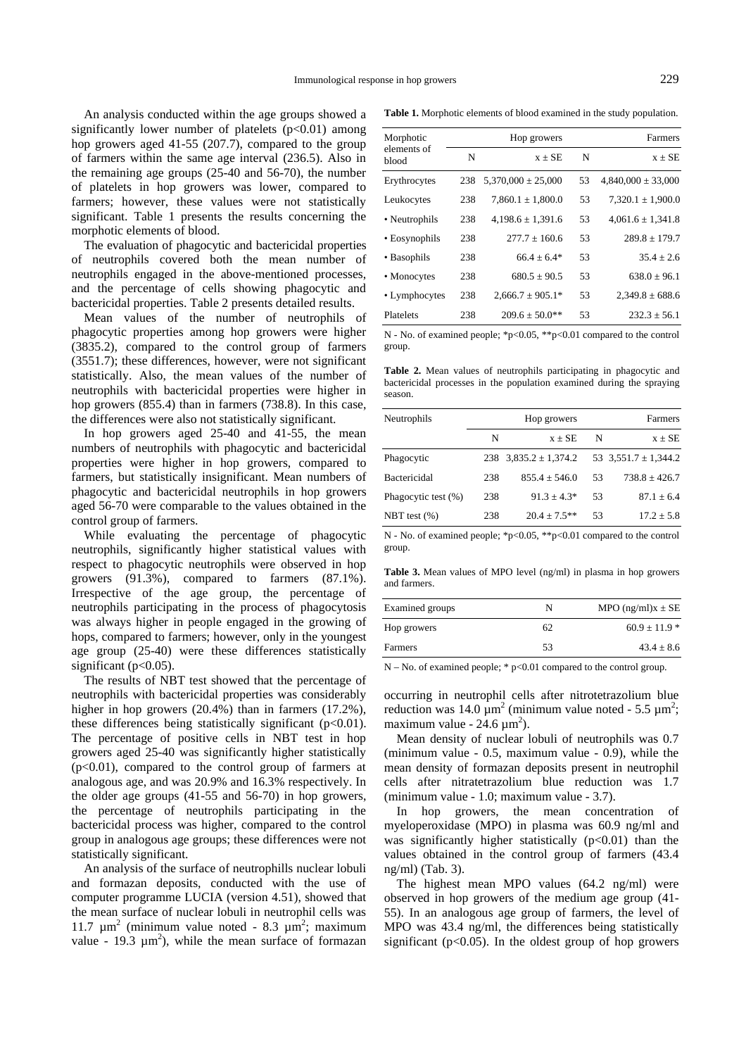An analysis conducted within the age groups showed a significantly lower number of platelets ($p<0.01$) among hop growers aged 41-55 (207.7), compared to the group of farmers within the same age interval (236.5). Also in the remaining age groups (25-40 and 56-70), the number of platelets in hop growers was lower, compared to farmers; however, these values were not statistically significant. Table 1 presents the results concerning the morphotic elements of blood.

The evaluation of phagocytic and bactericidal properties of neutrophils covered both the mean number of neutrophils engaged in the above-mentioned processes, and the percentage of cells showing phagocytic and bactericidal properties. Table 2 presents detailed results.

Mean values of the number of neutrophils of phagocytic properties among hop growers were higher (3835.2), compared to the control group of farmers (3551.7); these differences, however, were not significant statistically. Also, the mean values of the number of neutrophils with bactericidal properties were higher in hop growers (855.4) than in farmers (738.8). In this case, the differences were also not statistically significant.

In hop growers aged 25-40 and 41-55, the mean numbers of neutrophils with phagocytic and bactericidal properties were higher in hop growers, compared to farmers, but statistically insignificant. Mean numbers of phagocytic and bactericidal neutrophils in hop growers aged 56-70 were comparable to the values obtained in the control group of farmers.

While evaluating the percentage of phagocytic neutrophils, significantly higher statistical values with respect to phagocytic neutrophils were observed in hop growers (91.3%), compared to farmers (87.1%). Irrespective of the age group, the percentage of neutrophils participating in the process of phagocytosis was always higher in people engaged in the growing of hops, compared to farmers; however, only in the youngest age group (25-40) were these differences statistically significant ($p<0.05$).

The results of NBT test showed that the percentage of neutrophils with bactericidal properties was considerably higher in hop growers (20.4%) than in farmers (17.2%), these differences being statistically significant ($p<0.01$). The percentage of positive cells in NBT test in hop growers aged 25-40 was significantly higher statistically ($p<0.01$), compared to the control group of farmers at analogous age, and was 20.9% and 16.3% respectively. In the older age groups (41-55 and 56-70) in hop growers, the percentage of neutrophils participating in the bactericidal process was higher, compared to the control group in analogous age groups; these differences were not statistically significant.

An analysis of the surface of neutrophills nuclear lobuli and formazan deposits, conducted with the use of computer programme LUCIA (version 4.51), showed that the mean surface of nuclear lobuli in neutrophil cells was 11.7 $\mu m^2$ (minimum value noted - 8.3 $\mu m^2$; maximum value - 19.3 $\mu m^2$), while the mean surface of formazan occurring in neutrophil cells after nitrotetrazolium blue reduction was 14.0 $\mu m^2$ (minimum value noted - 5.5 $\mu m^2$; maximum value - 24.6 $\mu m^2$).

Mean density of nuclear lobuli of neutrophils was 0.7 (minimum value - 0.5, maximum value - 0.9), while the mean density of formazan deposits present in neutrophil cells after nitratetrazolium blue reduction was 1.7 (minimum value - 1.0; maximum value - 3.7).

In hop growers, the mean concentration of myeloperoxidase (MPO) in plasma was 60.9 ng/ml and was significantly higher statistically ($p<0.01$) than the values obtained in the control group of farmers (43.4 ng/ml) (Tab. 3).

The highest mean MPO values (64.2 ng/ml) were observed in hop growers of the medium age group (41-55). In an analogous age group of farmers, the level of MPO was 43.4 ng/ml, the differences being statistically significant ($p<0.05$). In the oldest group of hop growers

**Table 1.** Morphotic elements of blood examined in the study population.

| Morphotic elements of blood | Hop growers | | Farmers | |
|---|---|---|---|---|
| | N | x ± SE | N | x ± SE |
| Erythrocytes | 238 | 5,370,000 ± 25,000 | 53 | 4,840,000 ± 33,000 |
| Leukocytes | 238 | 7,860.1 ± 1,800.0 | 53 | 7,320.1 ± 1,900.0 |
| • Neutrophils | 238 | 4,198.6 ± 1,391.6 | 53 | 4,061.6 ± 1,341.8 |
| • Eosynophils | 238 | 277.7 ± 160.6 | 53 | 289.8 ± 179.7 |
| • Basophils | 238 | 66.4 ± 6.4* | 53 | 35.4 ± 2.6 |
| • Monocytes | 238 | 680.5 ± 90.5 | 53 | 638.0 ± 96.1 |
| • Lymphocytes | 238 | 2,666.7 ± 905.1* | 53 | 2,349.8 ± 688.6 |
| Platelets | 238 | 209.6 ± 50.0** | 53 | 232.3 ± 56.1 |

N - No. of examined people; *$p<0.05$, **$p<0.01$ compared to the control group.

**Table 2.** Mean values of neutrophils participating in phagocytic and bactericidal processes in the population examined during the spraying season.

| Neutrophils | Hop growers | | Farmers | |
|---|---|---|---|---|
| | N | x ± SE | N | x ± SE |
| Phagocytic | 238 | 3,835.2 ± 1,374.2 | 53 | 3,551.7 ± 1,344.2 |
| Bactericidal | 238 | 855.4 ± 546.0 | 53 | 738.8 ± 426.7 |
| Phagocytic test (%) | 238 | 91.3 ± 4.3* | 53 | 87.1 ± 6.4 |
| NBT test (%) | 238 | 20.4 ± 7.5** | 53 | 17.2 ± 5.8 |

N - No. of examined people; *$p<0.05$, **$p<0.01$ compared to the control group.

**Table 3.** Mean values of MPO level (ng/ml) in plasma in hop growers and farmers.

| Examined groups | N | MPO (ng/ml)x ± SE |
|---|---|---|
| Hop growers | 62 | 60.9 ± 11.9 * |
| Farmers | 53 | 43.4 ± 8.6 |

N – No. of examined people; * $p<0.01$ compared to the control group.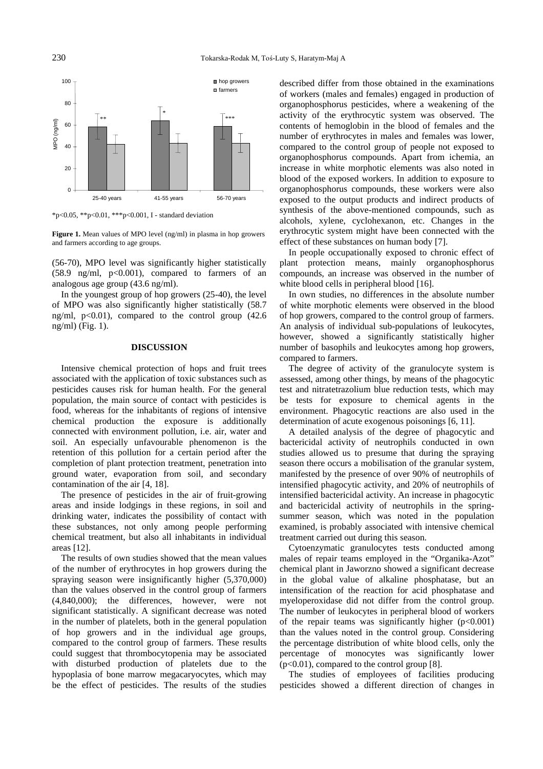*p<0.05, **p<0.01, ***p<0.001, I - standard deviation

**Figure 1.** Mean values of MPO level (ng/ml) in plasma in hop growers and farmers according to age groups.

(56-70), MPO level was significantly higher statistically (58.9 ng/ml, $p<0.001$), compared to farmers of an analogous age group (43.6 ng/ml).

In the youngest group of hop growers (25-40), the level of MPO was also significantly higher statistically (58.7 ng/ml, $p<0.01$), compared to the control group (42.6 ng/ml) (Fig. 1).

## DISCUSSION

Intensive chemical protection of hops and fruit trees associated with the application of toxic substances such as pesticides causes risk for human health. For the general population, the main source of contact with pesticides is food, whereas for the inhabitants of regions of intensive chemical production the exposure is additionally connected with environment pollution, i.e. air, water and soil. An especially unfavourable phenomenon is the retention of this pollution for a certain period after the completion of plant protection treatment, penetration into ground water, evaporation from soil, and secondary contamination of the air [4, 18].

The presence of pesticides in the air of fruit-growing areas and inside lodgings in these regions, in soil and drinking water, indicates the possibility of contact with these substances, not only among people performing chemical treatment, but also all inhabitants in individual areas [12].

The results of own studies showed that the mean values of the number of erythrocytes in hop growers during the spraying season were insignificantly higher (5,370,000) than the values observed in the control group of farmers (4,840,000); the differences, however, were not significant statistically. A significant decrease was noted in the number of platelets, both in the general population of hop growers and in the individual age groups, compared to the control group of farmers. These results could suggest that thrombocytopenia may be associated with disturbed production of platelets due to the hypoplasia of bone marrow megacaryocytes, which may be the effect of pesticides. The results of the studies described differ from those obtained in the examinations of workers (males and females) engaged in production of organophosphorus pesticides, where a weakening of the activity of the erythrocytic system was observed. The contents of hemoglobin in the blood of females and the number of erythrocytes in males and females was lower, compared to the control group of people not exposed to organophosphorus compounds. Apart from ichemia, an increase in white morphotic elements was also noted in blood of the exposed workers. In addition to exposure to organophosphorus compounds, these workers were also exposed to the output products and indirect products of synthesis of the above-mentioned compounds, such as alcohols, xylene, cyclohexanon, etc. Changes in the erythrocytic system might have been connected with the effect of these substances on human body [7].

In people occupationally exposed to chronic effect of plant protection means, mainly organophosphorus compounds, an increase was observed in the number of white blood cells in peripheral blood [16].

In own studies, no differences in the absolute number of white morphotic elements were observed in the blood of hop growers, compared to the control group of farmers. An analysis of individual sub-populations of leukocytes, however, showed a significantly statistically higher number of basophils and leukocytes among hop growers, compared to farmers.

The degree of activity of the granulocyte system is assessed, among other things, by means of the phagocytic test and nitratetrazolium blue reduction tests, which may be tests for exposure to chemical agents in the environment. Phagocytic reactions are also used in the determination of acute exogenous poisonings [6, 11].

A detailed analysis of the degree of phagocytic and bactericidal activity of neutrophils conducted in own studies allowed us to presume that during the spraying season there occurs a mobilisation of the granular system, manifested by the presence of over 90% of neutrophils of intensified phagocytic activity, and 20% of neutrophils of intensified bactericidal activity. An increase in phagocytic and bactericidal activity of neutrophils in the spring-summer season, which was noted in the population examined, is probably associated with intensive chemical treatment carried out during this season.

Cytoenzymatic granulocytes tests conducted among males of repair teams employed in the "Organika-Azot" chemical plant in Jaworzno showed a significant decrease in the global value of alkaline phosphatase, but an intensification of the reaction for acid phosphatase and myeloperoxidase did not differ from the control group. The number of leukocytes in peripheral blood of workers of the repair teams was significantly higher ($p<0.001$) than the values noted in the control group. Considering the percentage distribution of white blood cells, only the percentage of monocytes was significantly lower ($p<0.01$), compared to the control group [8].

The studies of employees of facilities producing pesticides showed a different direction of changes in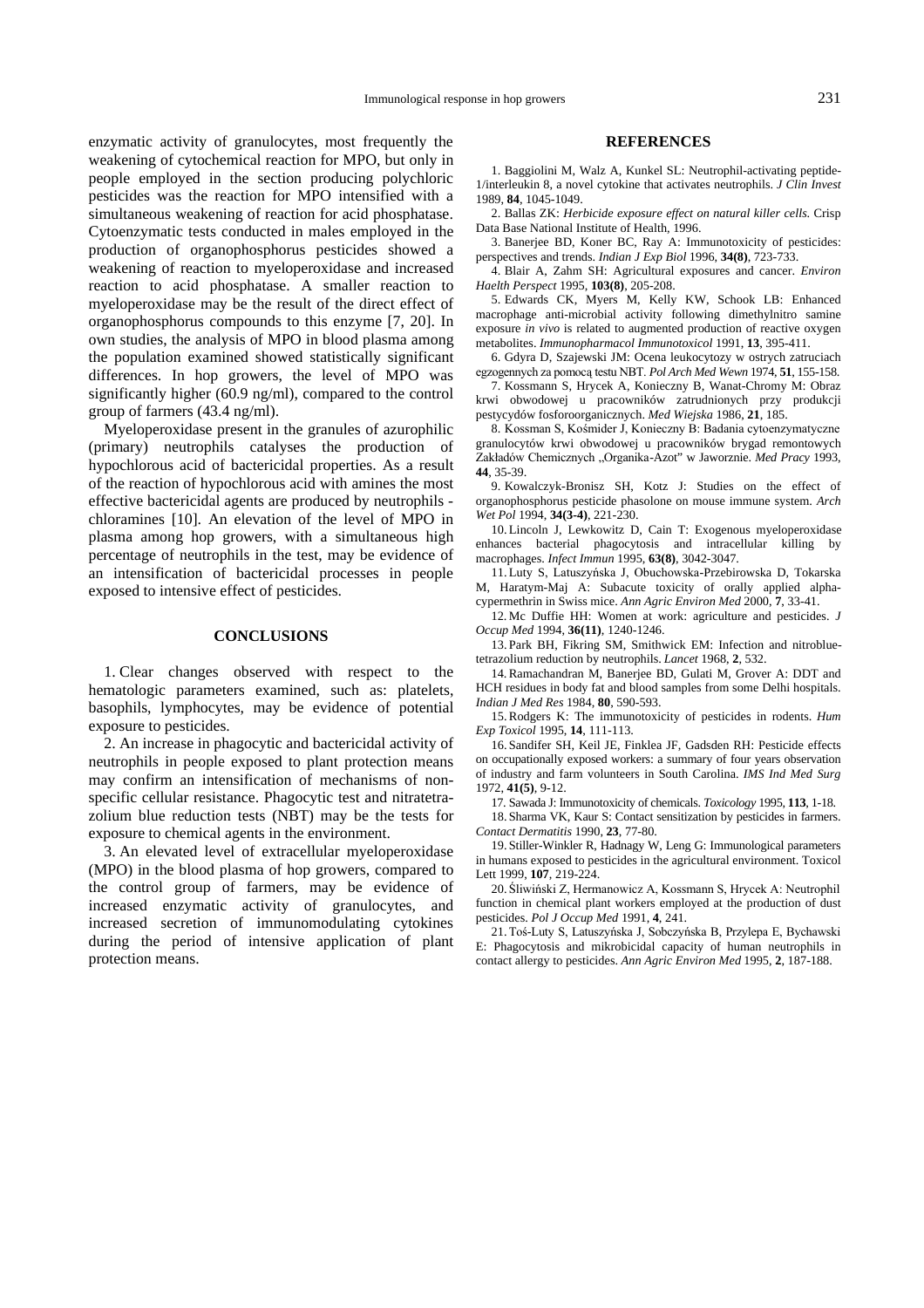enzymatic activity of granulocytes, most frequently the weakening of cytochemical reaction for MPO, but only in people employed in the section producing polychloric pesticides was the reaction for MPO intensified with a simultaneous weakening of reaction for acid phosphatase. Cytoenzymatic tests conducted in males employed in the production of organophosphorus pesticides showed a weakening of reaction to myeloperoxidase and increased reaction to acid phosphatase. A smaller reaction to myeloperoxidase may be the result of the direct effect of organophosphorus compounds to this enzyme [7, 20]. In own studies, the analysis of MPO in blood plasma among the population examined showed statistically significant differences. In hop growers, the level of MPO was significantly higher (60.9 ng/ml), compared to the control group of farmers (43.4 ng/ml).

Myeloperoxidase present in the granules of azurophilic (primary) neutrophils catalyses the production of hypochlorous acid of bactericidal properties. As a result of the reaction of hypochlorous acid with amines the most effective bactericidal agents are produced by neutrophils - chloramines [10]. An elevation of the level of MPO in plasma among hop growers, with a simultaneous high percentage of neutrophils in the test, may be evidence of an intensification of bactericidal processes in people exposed to intensive effect of pesticides.

## CONCLUSIONS

1. Clear changes observed with respect to the hematologic parameters examined, such as: platelets, basophils, lymphocytes, may be evidence of potential exposure to pesticides.

2. An increase in phagocytic and bactericidal activity of neutrophils in people exposed to plant protection means may confirm an intensification of mechanisms of non-specific cellular resistance. Phagocytic test and nitratetrazolium blue reduction tests (NBT) may be the tests for exposure to chemical agents in the environment.

3. An elevated level of extracellular myeloperoxidase (MPO) in the blood plasma of hop growers, compared to the control group of farmers, may be evidence of increased enzymatic activity of granulocytes, and increased secretion of immunomodulating cytokines during the period of intensive application of plant protection means.

## REFERENCES

1. Baggiolini M, Walz A, Kunkel SL: Neutrophil-activating peptide-1/interleukin 8, a novel cytokine that activates neutrophils. *J Clin Invest* 1989, **84**, 1045-1049.

2. Ballas ZK: *Herbicide exposure effect on natural killer cells.* Crisp Data Base National Institute of Health, 1996.

3. Banerjee BD, Koner BC, Ray A: Immunotoxicity of pesticides: perspectives and trends. *Indian J Exp Biol* 1996, **34(8)**, 723-733.

4. Blair A, Zahm SH: Agricultural exposures and cancer. *Environ Haelth Perspect* 1995, **103(8)**, 205-208.

5. Edwards CK, Myers M, Kelly KW, Schook LB: Enhanced macrophage anti-microbial activity following dimethylnitro samine exposure *in vivo* is related to augmented production of reactive oxygen metabolites. *Immunopharmacol Immunotoxicol* 1991, **13**, 395-411.

6. Gdyra D, Szajewski JM: Ocena leukocytozy w ostrych zatruciach egzogennych za pomocą testu NBT. *Pol Arch Med Wewn* 1974, **51**, 155-158.

7. Kossmann S, Hrycek A, Konieczny B, Wanat-Chromy M: Obraz krwi obwodowej u pracowników zatrudnionych przy produkcji pestycydów fosforoorganicznych. *Med Wiejska* 1986, **21**, 185.

8. Kossman S, Kośmider J, Konieczny B: Badania cytoenzymatyczne granulocytów krwi obwodowej u pracowników brygad remontowych Zakładów Chemicznych „Organika-Azot" w Jaworznie. *Med Pracy* 1993, **44**, 35-39.

9. Kowalczyk-Bronisz SH, Kotz J: Studies on the effect of organophosphorus pesticide phasolone on mouse immune system. *Arch Wet Pol* 1994, **34(3-4)**, 221-230.

10. Lincoln J, Lewkowitz D, Cain T: Exogenous myeloperoxidase enhances bacterial phagocytosis and intracellular killing by macrophages. *Infect Immun* 1995, **63(8)**, 3042-3047.

11. Luty S, Latuszyńska J, Obuchowska-Przebirowska D, Tokarska M, Haratym-Maj A: Subacute toxicity of orally applied alpha-cypermethrin in Swiss mice. *Ann Agric Environ Med* 2000, **7**, 33-41.

12. Mc Duffie HH: Women at work: agriculture and pesticides. *J Occup Med* 1994, **36(11)**, 1240-1246.

13. Park BH, Fikring SM, Smithwick EM: Infection and nitrobluetetrazolium reduction by neutrophils. *Lancet* 1968, **2**, 532.

14. Ramachandran M, Banerjee BD, Gulati M, Grover A: DDT and HCH residues in body fat and blood samples from some Delhi hospitals. *Indian J Med Res* 1984, **80**, 590-593.

15. Rodgers K: The immunotoxicity of pesticides in rodents. *Hum Exp Toxicol* 1995, **14**, 111-113.

16. Sandifer SH, Keil JE, Finklea JF, Gadsden RH: Pesticide effects on occupationally exposed workers: a summary of four years observation of industry and farm volunteers in South Carolina. *IMS Ind Med Surg* 1972, **41(5)**, 9-12.

17. Sawada J: Immunotoxicity of chemicals. *Toxicology* 1995, **113**, 1-18.

18. Sharma VK, Kaur S: Contact sensitization by pesticides in farmers. *Contact Dermatitis* 1990, **23**, 77-80.

19. Stiller-Winkler R, Hadnagy W, Leng G: Immunological parameters in humans exposed to pesticides in the agricultural environment. Toxicol Lett 1999, **107**, 219-224.

20. Śliwiński Z, Hermanowicz A, Kossmann S, Hrycek A: Neutrophil function in chemical plant workers employed at the production of dust pesticides. *Pol J Occup Med* 1991, **4**, 241.

21. Toś-Luty S, Latuszyńska J, Sobczyńska B, Przylepa E, Bychawski E: Phagocytosis and mikrobicidal capacity of human neutrophils in contact allergy to pesticides. *Ann Agric Environ Med* 1995, **2**, 187-188.